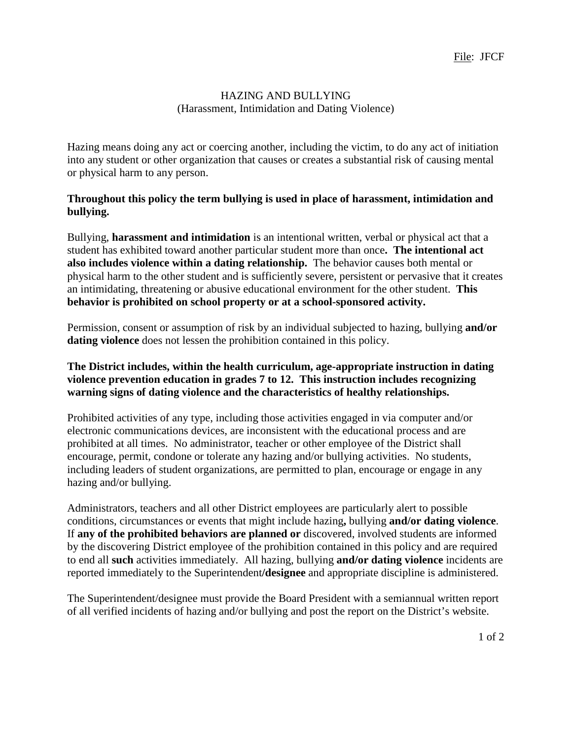File: JFCF

# HAZING AND BULLYING
## (Harassment, Intimidation and Dating Violence)

Hazing means doing any act or coercing another, including the victim, to do any act of initiation into any student or other organization that causes or creates a substantial risk of causing mental or physical harm to any person.

**Throughout this policy the term bullying is used in place of harassment, intimidation and bullying.**

Bullying, **harassment and intimidation** is an intentional written, verbal or physical act that a student has exhibited toward another particular student more than once**. The intentional act also includes violence within a dating relationship.** The behavior causes both mental or physical harm to the other student and is sufficiently severe, persistent or pervasive that it creates an intimidating, threatening or abusive educational environment for the other student. **This behavior is prohibited on school property or at a school-sponsored activity.**

Permission, consent or assumption of risk by an individual subjected to hazing, bullying **and/or dating violence** does not lessen the prohibition contained in this policy.

**The District includes, within the health curriculum, age-appropriate instruction in dating violence prevention education in grades 7 to 12. This instruction includes recognizing warning signs of dating violence and the characteristics of healthy relationships.**

Prohibited activities of any type, including those activities engaged in via computer and/or electronic communications devices, are inconsistent with the educational process and are prohibited at all times. No administrator, teacher or other employee of the District shall encourage, permit, condone or tolerate any hazing and/or bullying activities. No students, including leaders of student organizations, are permitted to plan, encourage or engage in any hazing and/or bullying.

Administrators, teachers and all other District employees are particularly alert to possible conditions, circumstances or events that might include hazing**,** bullying **and/or dating violence**. If **any of the prohibited behaviors are planned or** discovered, involved students are informed by the discovering District employee of the prohibition contained in this policy and are required to end all **such** activities immediately. All hazing, bullying **and/or dating violence** incidents are reported immediately to the Superintendent**/designee** and appropriate discipline is administered.

The Superintendent/designee must provide the Board President with a semiannual written report of all verified incidents of hazing and/or bullying and post the report on the District's website.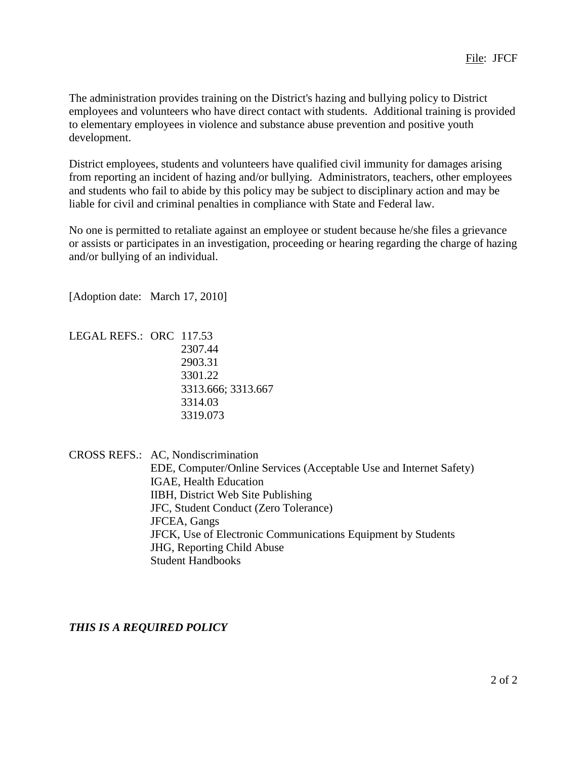The administration provides training on the District's hazing and bullying policy to District employees and volunteers who have direct contact with students. Additional training is provided to elementary employees in violence and substance abuse prevention and positive youth development.

District employees, students and volunteers have qualified civil immunity for damages arising from reporting an incident of hazing and/or bullying. Administrators, teachers, other employees and students who fail to abide by this policy may be subject to disciplinary action and may be liable for civil and criminal penalties in compliance with State and Federal law.

No one is permitted to retaliate against an employee or student because he/she files a grievance or assists or participates in an investigation, proceeding or hearing regarding the charge of hazing and/or bullying of an individual.

[Adoption date: March 17, 2010]

LEGAL REFS.: ORC 117.53
2307.44
2903.31
3301.22
3313.666; 3313.667
3314.03
3319.073

CROSS REFS.: AC, Nondiscrimination
EDE, Computer/Online Services (Acceptable Use and Internet Safety)
IGAE, Health Education
IIBH, District Web Site Publishing
JFC, Student Conduct (Zero Tolerance)
JFCEA, Gangs
JFCK, Use of Electronic Communications Equipment by Students
JHG, Reporting Child Abuse
Student Handbooks

***THIS IS A REQUIRED POLICY***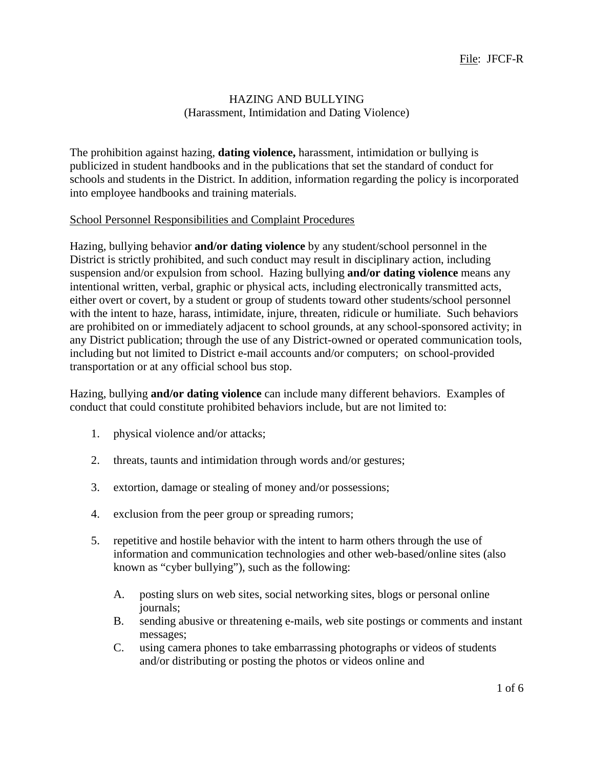File: JFCF-R

# HAZING AND BULLYING
## (Harassment, Intimidation and Dating Violence)

The prohibition against hazing, **dating violence,** harassment, intimidation or bullying is publicized in student handbooks and in the publications that set the standard of conduct for schools and students in the District. In addition, information regarding the policy is incorporated into employee handbooks and training materials.

### School Personnel Responsibilities and Complaint Procedures

Hazing, bullying behavior **and/or dating violence** by any student/school personnel in the District is strictly prohibited, and such conduct may result in disciplinary action, including suspension and/or expulsion from school. Hazing bullying **and/or dating violence** means any intentional written, verbal, graphic or physical acts, including electronically transmitted acts, either overt or covert, by a student or group of students toward other students/school personnel with the intent to haze, harass, intimidate, injure, threaten, ridicule or humiliate. Such behaviors are prohibited on or immediately adjacent to school grounds, at any school-sponsored activity; in any District publication; through the use of any District-owned or operated communication tools, including but not limited to District e-mail accounts and/or computers; on school-provided transportation or at any official school bus stop.

Hazing, bullying **and/or dating violence** can include many different behaviors. Examples of conduct that could constitute prohibited behaviors include, but are not limited to:

1. physical violence and/or attacks;
2. threats, taunts and intimidation through words and/or gestures;
3. extortion, damage or stealing of money and/or possessions;
4. exclusion from the peer group or spreading rumors;
5. repetitive and hostile behavior with the intent to harm others through the use of information and communication technologies and other web-based/online sites (also known as "cyber bullying"), such as the following:
   - A. posting slurs on web sites, social networking sites, blogs or personal online journals;
   - B. sending abusive or threatening e-mails, web site postings or comments and instant messages;
   - C. using camera phones to take embarrassing photographs or videos of students and/or distributing or posting the photos or videos online and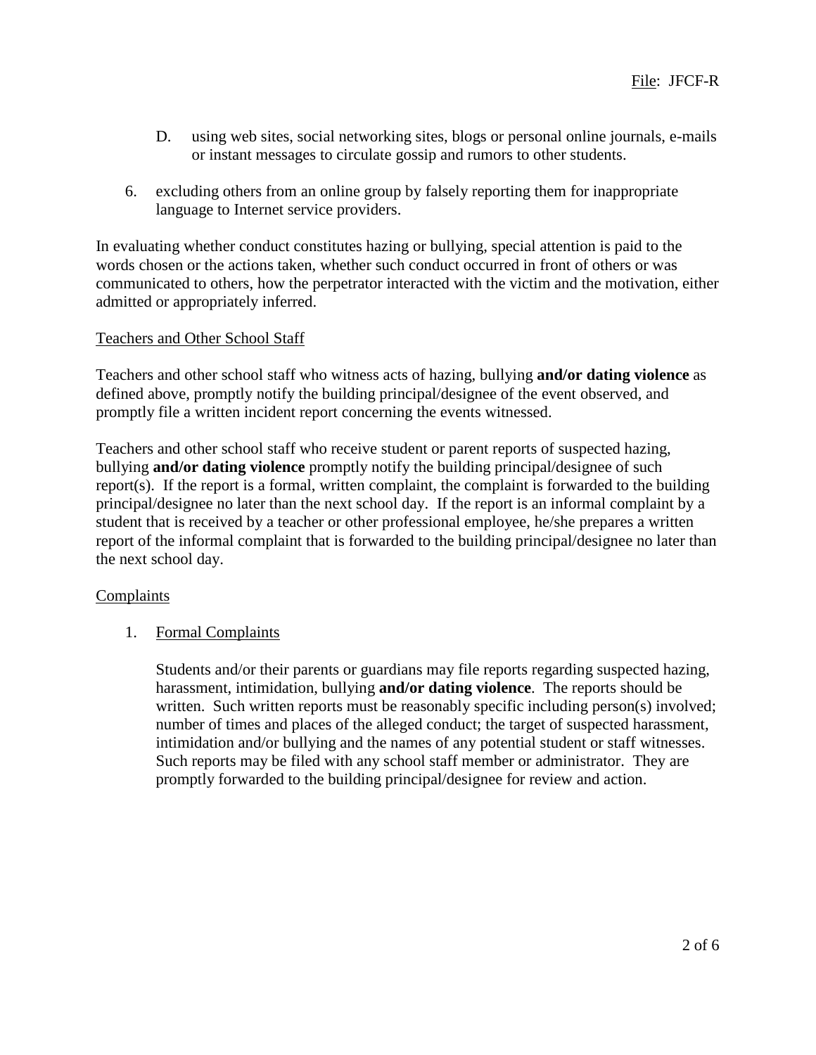D. using web sites, social networking sites, blogs or personal online journals, e-mails or instant messages to circulate gossip and rumors to other students.

6. excluding others from an online group by falsely reporting them for inappropriate language to Internet service providers.

In evaluating whether conduct constitutes hazing or bullying, special attention is paid to the words chosen or the actions taken, whether such conduct occurred in front of others or was communicated to others, how the perpetrator interacted with the victim and the motivation, either admitted or appropriately inferred.

Teachers and Other School Staff

Teachers and other school staff who witness acts of hazing, bullying **and/or dating violence** as defined above, promptly notify the building principal/designee of the event observed, and promptly file a written incident report concerning the events witnessed.

Teachers and other school staff who receive student or parent reports of suspected hazing, bullying **and/or dating violence** promptly notify the building principal/designee of such report(s). If the report is a formal, written complaint, the complaint is forwarded to the building principal/designee no later than the next school day. If the report is an informal complaint by a student that is received by a teacher or other professional employee, he/she prepares a written report of the informal complaint that is forwarded to the building principal/designee no later than the next school day.

Complaints

1. Formal Complaints

   Students and/or their parents or guardians may file reports regarding suspected hazing, harassment, intimidation, bullying **and/or dating violence**. The reports should be written. Such written reports must be reasonably specific including person(s) involved; number of times and places of the alleged conduct; the target of suspected harassment, intimidation and/or bullying and the names of any potential student or staff witnesses. Such reports may be filed with any school staff member or administrator. They are promptly forwarded to the building principal/designee for review and action.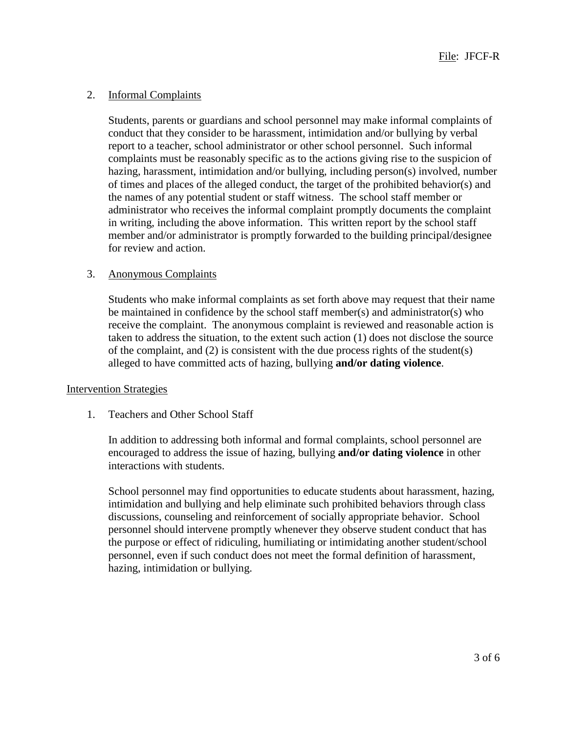2. Informal Complaints

   Students, parents or guardians and school personnel may make informal complaints of conduct that they consider to be harassment, intimidation and/or bullying by verbal report to a teacher, school administrator or other school personnel. Such informal complaints must be reasonably specific as to the actions giving rise to the suspicion of hazing, harassment, intimidation and/or bullying, including person(s) involved, number of times and places of the alleged conduct, the target of the prohibited behavior(s) and the names of any potential student or staff witness. The school staff member or administrator who receives the informal complaint promptly documents the complaint in writing, including the above information. This written report by the school staff member and/or administrator is promptly forwarded to the building principal/designee for review and action.

3. Anonymous Complaints

   Students who make informal complaints as set forth above may request that their name be maintained in confidence by the school staff member(s) and administrator(s) who receive the complaint. The anonymous complaint is reviewed and reasonable action is taken to address the situation, to the extent such action (1) does not disclose the source of the complaint, and (2) is consistent with the due process rights of the student(s) alleged to have committed acts of hazing, bullying **and/or dating violence**.

Intervention Strategies

1. Teachers and Other School Staff

   In addition to addressing both informal and formal complaints, school personnel are encouraged to address the issue of hazing, bullying **and/or dating violence** in other interactions with students.

   School personnel may find opportunities to educate students about harassment, hazing, intimidation and bullying and help eliminate such prohibited behaviors through class discussions, counseling and reinforcement of socially appropriate behavior. School personnel should intervene promptly whenever they observe student conduct that has the purpose or effect of ridiculing, humiliating or intimidating another student/school personnel, even if such conduct does not meet the formal definition of harassment, hazing, intimidation or bullying.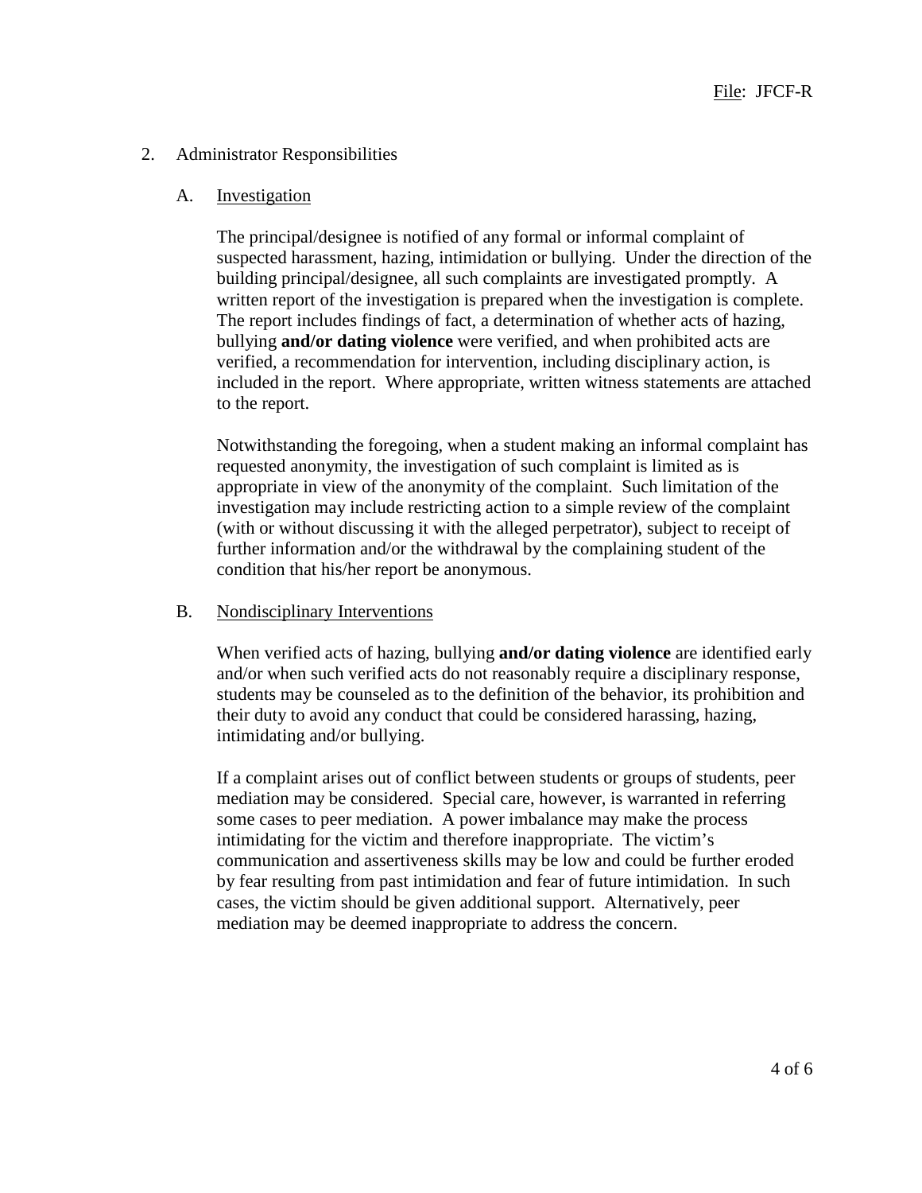2. Administrator Responsibilities

A. Investigation

The principal/designee is notified of any formal or informal complaint of suspected harassment, hazing, intimidation or bullying. Under the direction of the building principal/designee, all such complaints are investigated promptly. A written report of the investigation is prepared when the investigation is complete. The report includes findings of fact, a determination of whether acts of hazing, bullying **and/or dating violence** were verified, and when prohibited acts are verified, a recommendation for intervention, including disciplinary action, is included in the report. Where appropriate, written witness statements are attached to the report.

Notwithstanding the foregoing, when a student making an informal complaint has requested anonymity, the investigation of such complaint is limited as is appropriate in view of the anonymity of the complaint. Such limitation of the investigation may include restricting action to a simple review of the complaint (with or without discussing it with the alleged perpetrator), subject to receipt of further information and/or the withdrawal by the complaining student of the condition that his/her report be anonymous.

B. Nondisciplinary Interventions

When verified acts of hazing, bullying **and/or dating violence** are identified early and/or when such verified acts do not reasonably require a disciplinary response, students may be counseled as to the definition of the behavior, its prohibition and their duty to avoid any conduct that could be considered harassing, hazing, intimidating and/or bullying.

If a complaint arises out of conflict between students or groups of students, peer mediation may be considered. Special care, however, is warranted in referring some cases to peer mediation. A power imbalance may make the process intimidating for the victim and therefore inappropriate. The victim's communication and assertiveness skills may be low and could be further eroded by fear resulting from past intimidation and fear of future intimidation. In such cases, the victim should be given additional support. Alternatively, peer mediation may be deemed inappropriate to address the concern.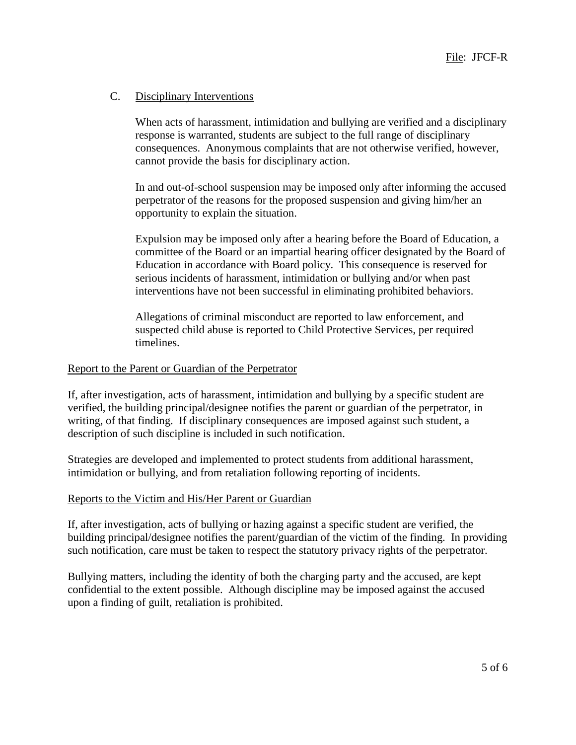### C. Disciplinary Interventions

When acts of harassment, intimidation and bullying are verified and a disciplinary response is warranted, students are subject to the full range of disciplinary consequences. Anonymous complaints that are not otherwise verified, however, cannot provide the basis for disciplinary action.

In and out-of-school suspension may be imposed only after informing the accused perpetrator of the reasons for the proposed suspension and giving him/her an opportunity to explain the situation.

Expulsion may be imposed only after a hearing before the Board of Education, a committee of the Board or an impartial hearing officer designated by the Board of Education in accordance with Board policy. This consequence is reserved for serious incidents of harassment, intimidation or bullying and/or when past interventions have not been successful in eliminating prohibited behaviors.

Allegations of criminal misconduct are reported to law enforcement, and suspected child abuse is reported to Child Protective Services, per required timelines.

## Report to the Parent or Guardian of the Perpetrator

If, after investigation, acts of harassment, intimidation and bullying by a specific student are verified, the building principal/designee notifies the parent or guardian of the perpetrator, in writing, of that finding. If disciplinary consequences are imposed against such student, a description of such discipline is included in such notification.

Strategies are developed and implemented to protect students from additional harassment, intimidation or bullying, and from retaliation following reporting of incidents.

## Reports to the Victim and His/Her Parent or Guardian

If, after investigation, acts of bullying or hazing against a specific student are verified, the building principal/designee notifies the parent/guardian of the victim of the finding. In providing such notification, care must be taken to respect the statutory privacy rights of the perpetrator.

Bullying matters, including the identity of both the charging party and the accused, are kept confidential to the extent possible. Although discipline may be imposed against the accused upon a finding of guilt, retaliation is prohibited.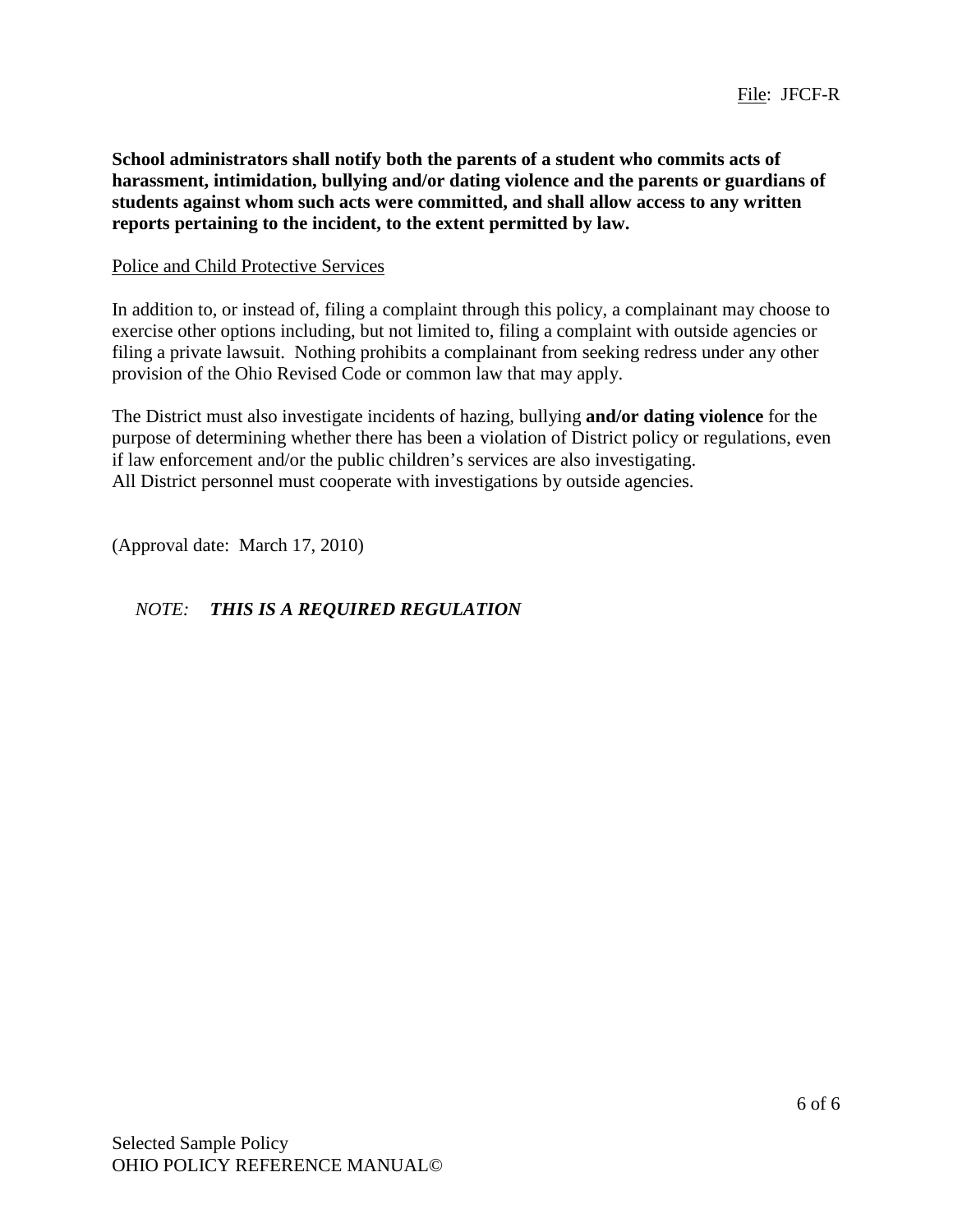**School administrators shall notify both the parents of a student who commits acts of harassment, intimidation, bullying and/or dating violence and the parents or guardians of students against whom such acts were committed, and shall allow access to any written reports pertaining to the incident, to the extent permitted by law.**

Police and Child Protective Services

In addition to, or instead of, filing a complaint through this policy, a complainant may choose to exercise other options including, but not limited to, filing a complaint with outside agencies or filing a private lawsuit. Nothing prohibits a complainant from seeking redress under any other provision of the Ohio Revised Code or common law that may apply.

The District must also investigate incidents of hazing, bullying **and/or dating violence** for the purpose of determining whether there has been a violation of District policy or regulations, even if law enforcement and/or the public children's services are also investigating.
All District personnel must cooperate with investigations by outside agencies.

(Approval date: March 17, 2010)

*NOTE:* ***THIS IS A REQUIRED REGULATION***